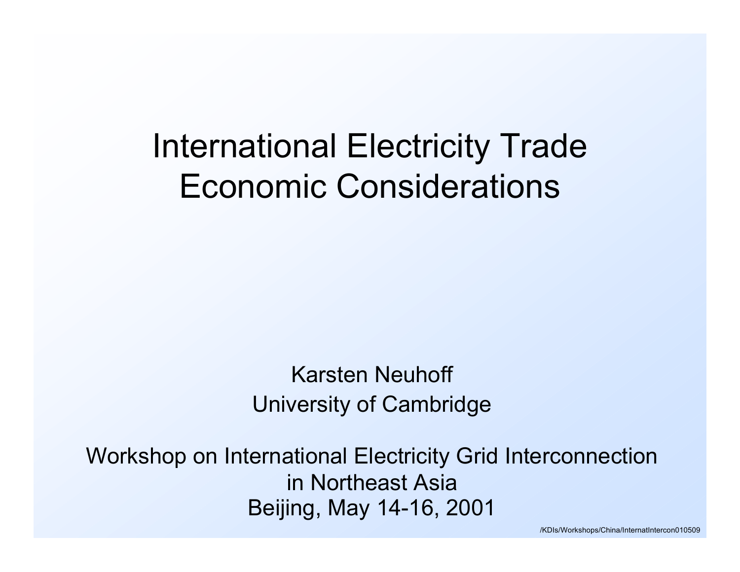# International Electricity Trade Economic Considerations

Karsten Neuhoff

University of Cambridge

Workshop on International Electricity Grid Interconnection in Northeast Asia

Beijing, May 14-16, 2001

/KDIs/Workshops/China/InternatIntercon010509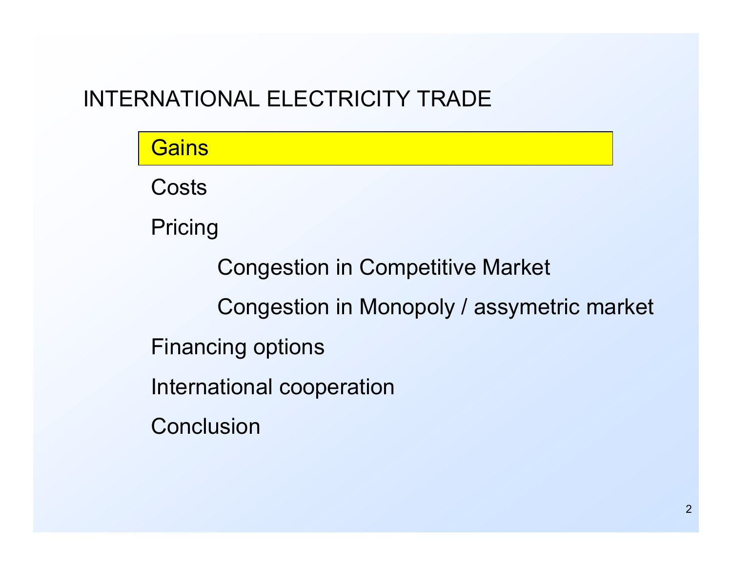# INTERNATIONAL ELECTRICITY TRADE

- Gains
- Costs
- Pricing
  - Congestion in Competitive Market
  - Congestion in Monopoly / assymetric market
- Financing options
- International cooperation
- Conclusion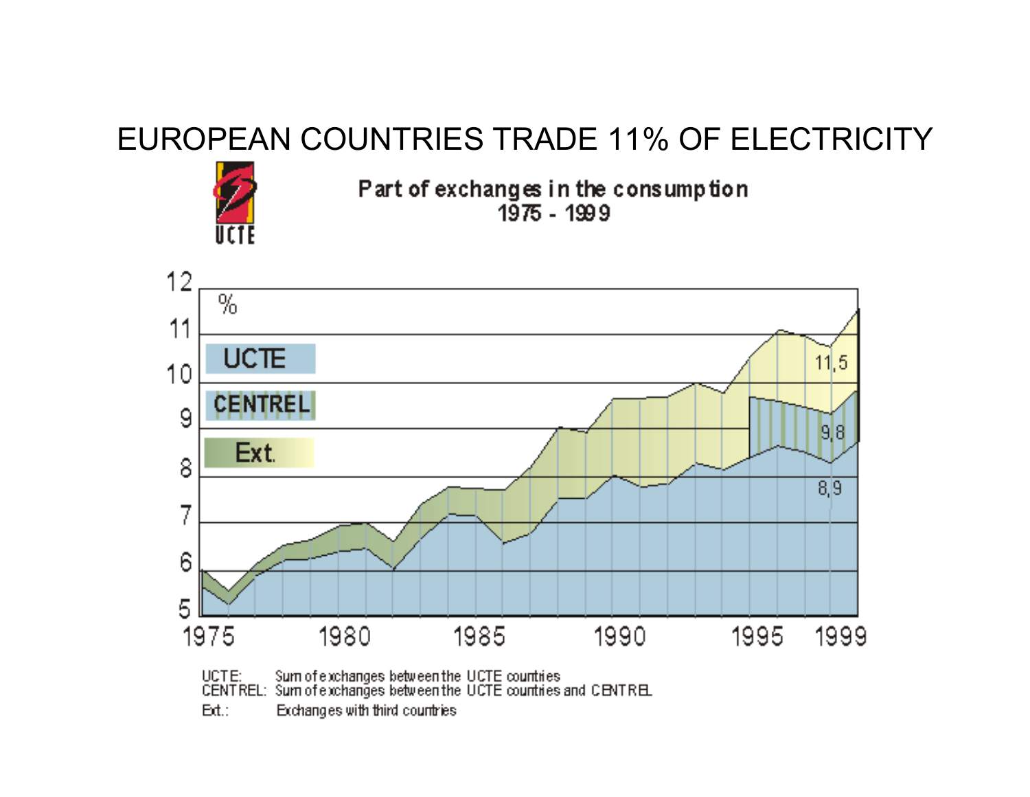# EUROPEAN COUNTRIES TRADE 11% OF ELECTRICITY

UCTE

**Part of exchanges in the consumption 1975 - 1999**

%

UCTE

CENTREL

Ext.

11,5

9,8

8,9

UCTE: Sum of exchanges between the UCTE countries
CENTREL: Sum of exchanges between the UCTE countries and CENTREL
Ext.: Exchanges with third countries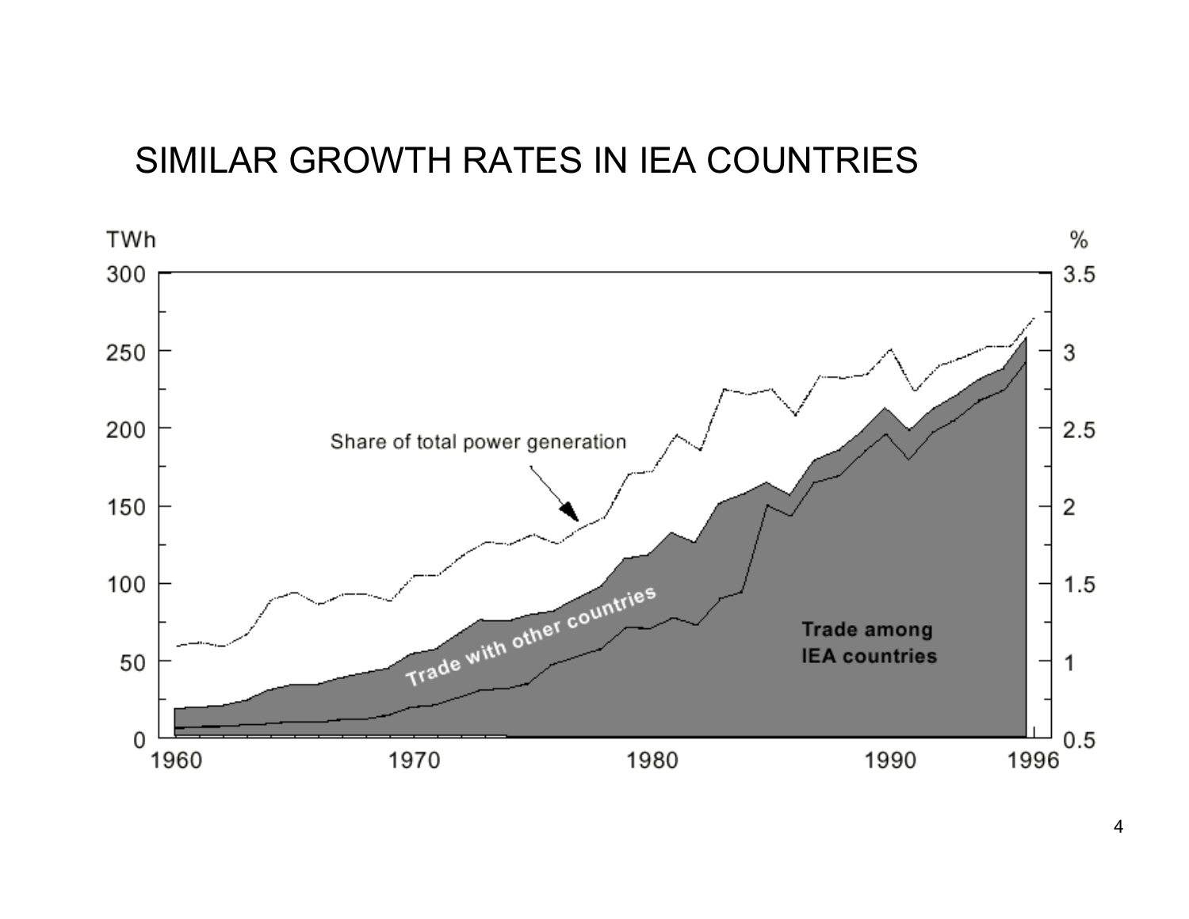# SIMILAR GROWTH RATES IN IEA COUNTRIES

TWh

%

Share of total power generation

Trade with other countries

Trade among IEA countries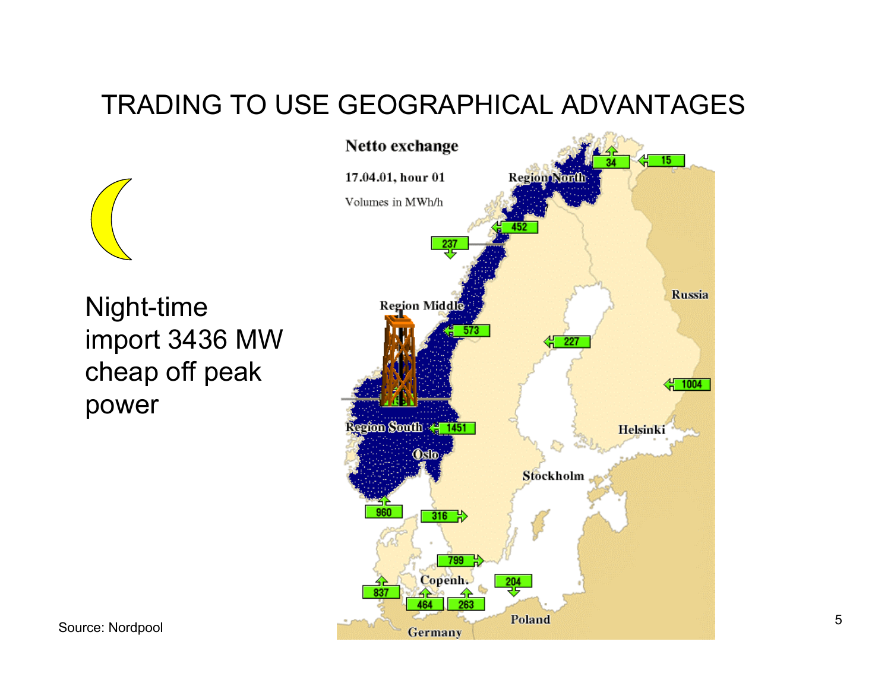# TRADING TO USE GEOGRAPHICAL ADVANTAGES

Night-time import 3436 MW cheap off peak power

**Netto exchange**

**17.04.01, hour 01**

Volumes in MWh/h

Region North, Region Middle, Region South, Oslo, Stockholm, Helsinki, Russia, Copenh., Germany, Poland

15, 34, 452, 237, 573, 227, 1004, 1451, 960, 316, 799, 837, 464, 263, 204

Source: Nordpool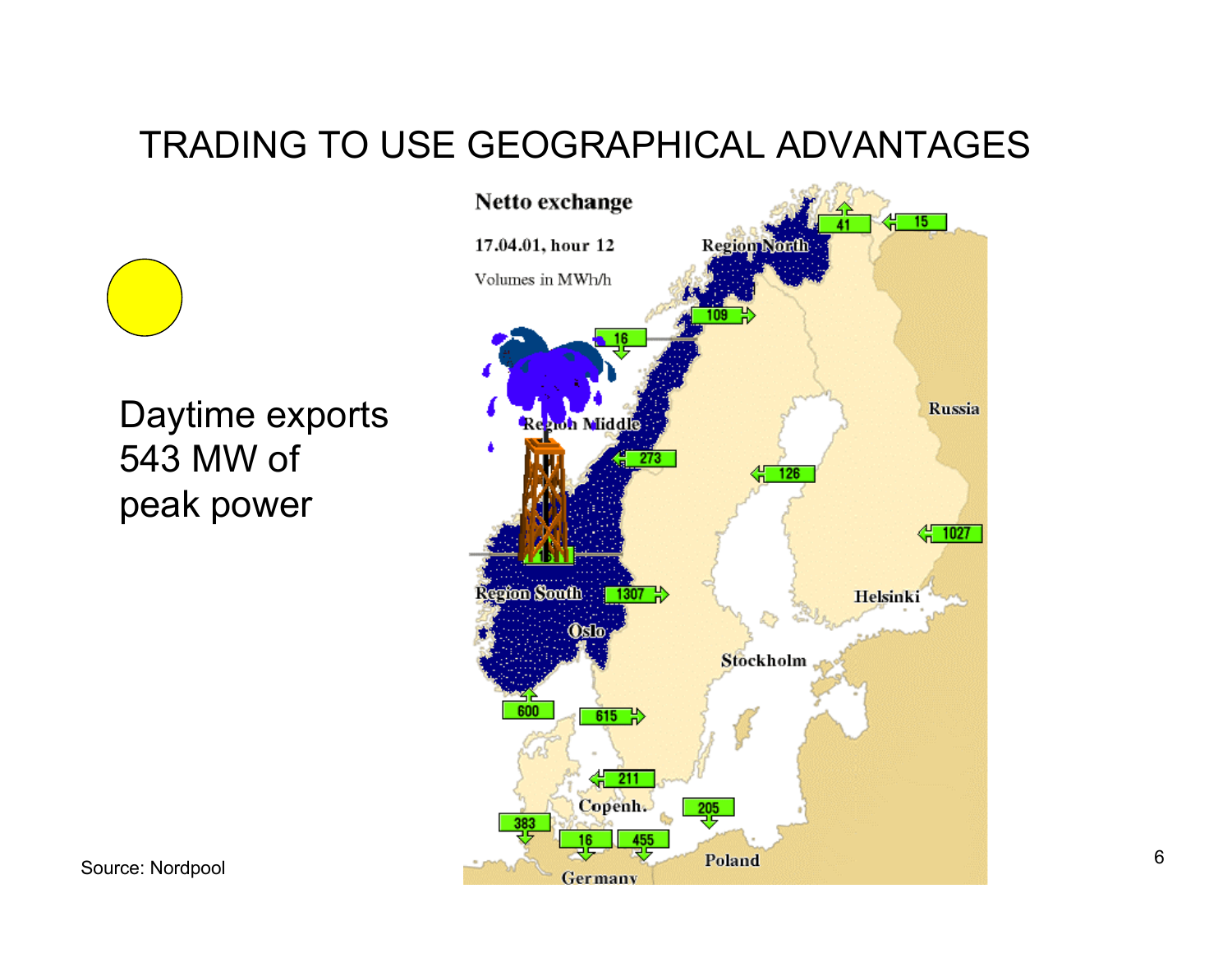# TRADING TO USE GEOGRAPHICAL ADVANTAGES

Daytime exports 543 MW of peak power

Source: Nordpool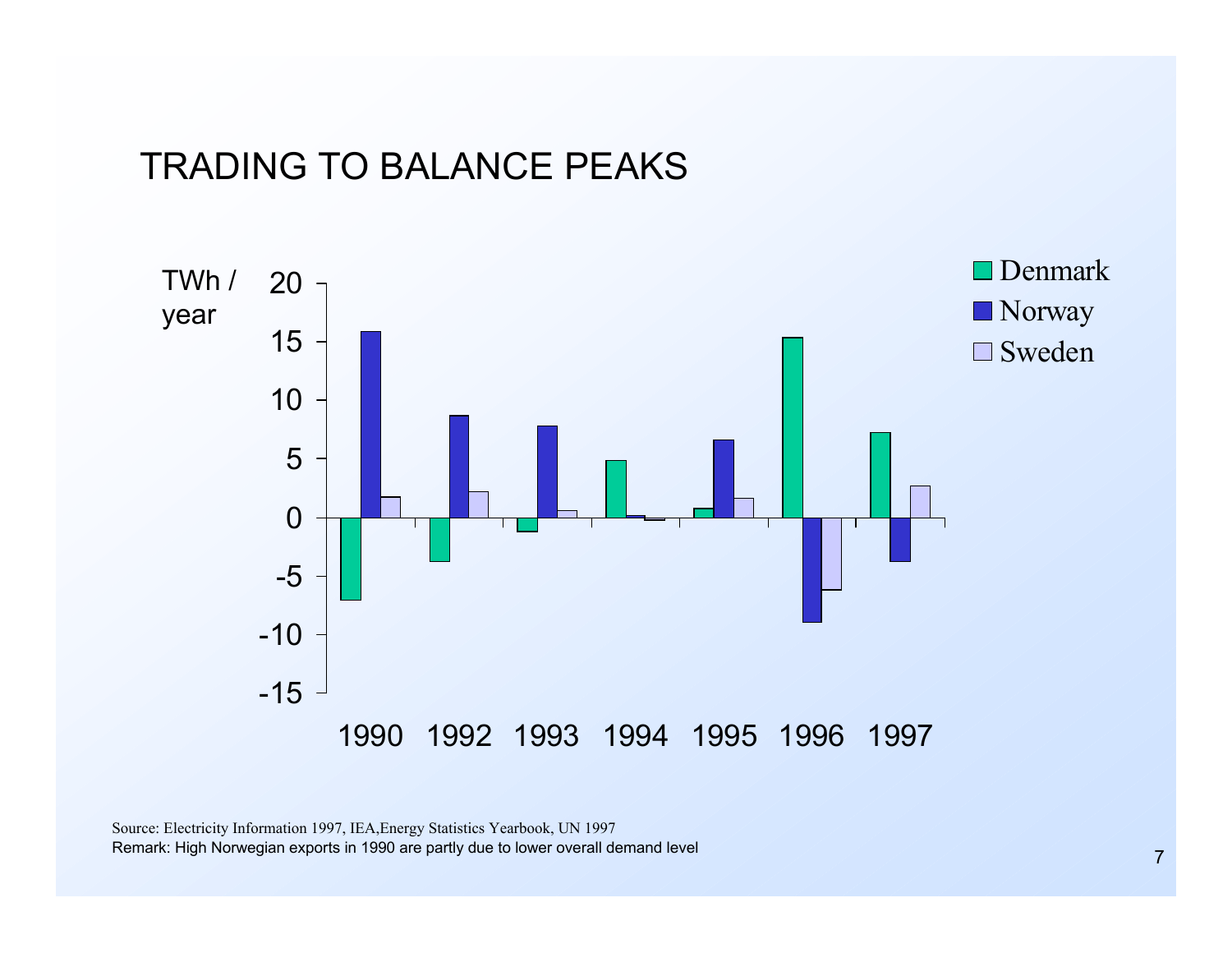# TRADING TO BALANCE PEAKS

TWh / year

| | 1990 | 1992 | 1993 | 1994 | 1995 | 1996 | 1997 |
|---|---|---|---|---|---|---|---|
| Denmark | -7.1 | -3.8 | -1.2 | 4.8 | 0.8 | 15.3 | 7.2 |
| Norway | 15.8 | 8.6 | 7.8 | 0.2 | 6.6 | -9.0 | -3.8 |
| Sweden | 1.7 | 2.2 | 0.6 | -0.2 | 1.6 | -6.2 | 2.7 |

Source: Electricity Information 1997, IEA,Energy Statistics Yearbook, UN 1997

Remark: High Norwegian exports in 1990 are partly due to lower overall demand level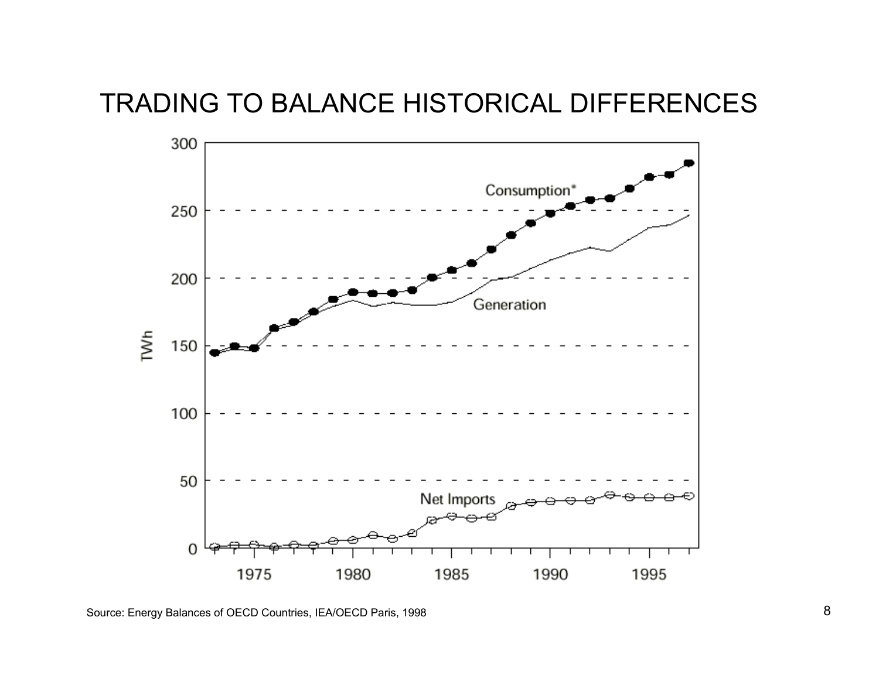# TRADING TO BALANCE HISTORICAL DIFFERENCES

Source: Energy Balances of OECD Countries, IEA/OECD Paris, 1998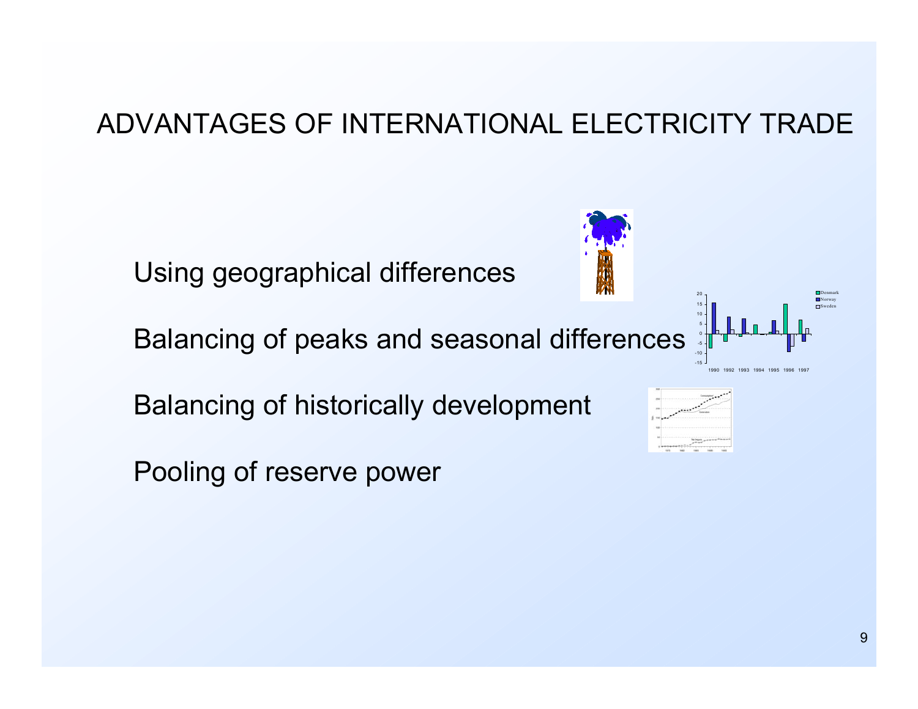# ADVANTAGES OF INTERNATIONAL ELECTRICITY TRADE

Using geographical differences

Balancing of peaks and seasonal differences

Balancing of historically development

Pooling of reserve power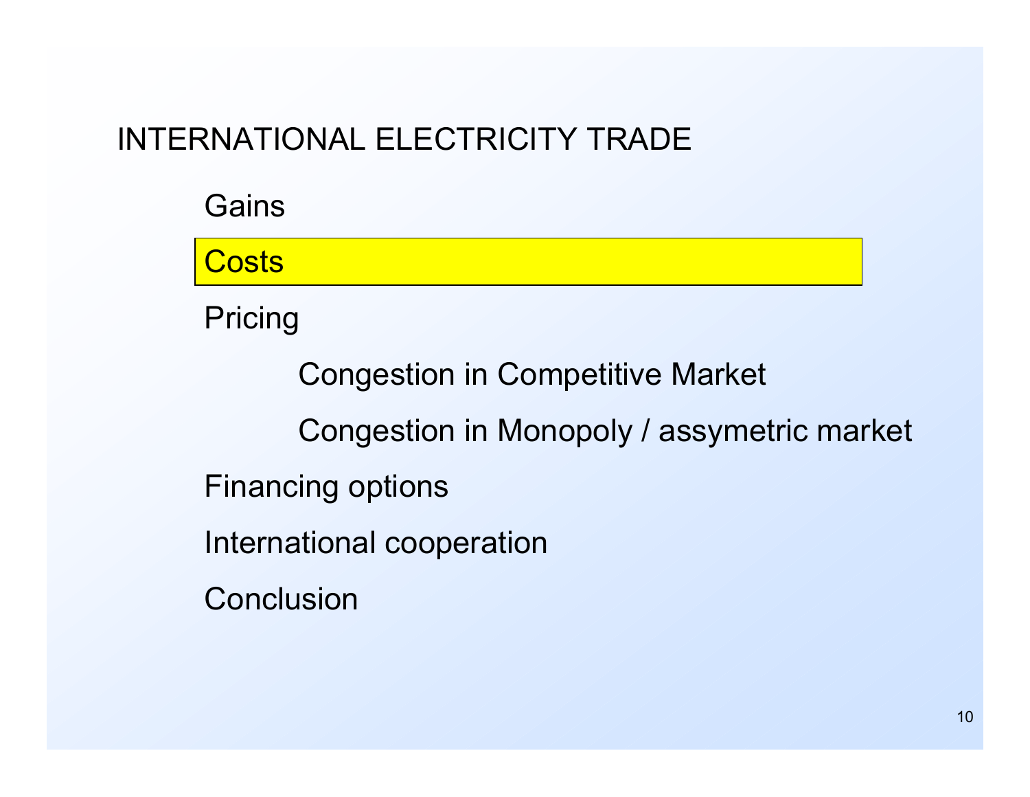# INTERNATIONAL ELECTRICITY TRADE

- Gains
- **Costs**
- Pricing
    - Congestion in Competitive Market
    - Congestion in Monopoly / assymetric market
- Financing options
- International cooperation
- Conclusion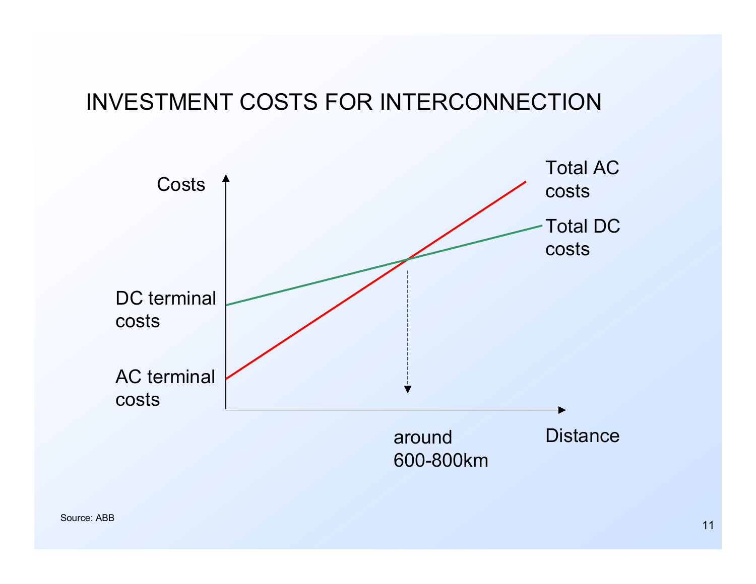# INVESTMENT COSTS FOR INTERCONNECTION

Costs

Total AC costs

Total DC costs

DC terminal costs

AC terminal costs

around 600-800km

Distance

Source: ABB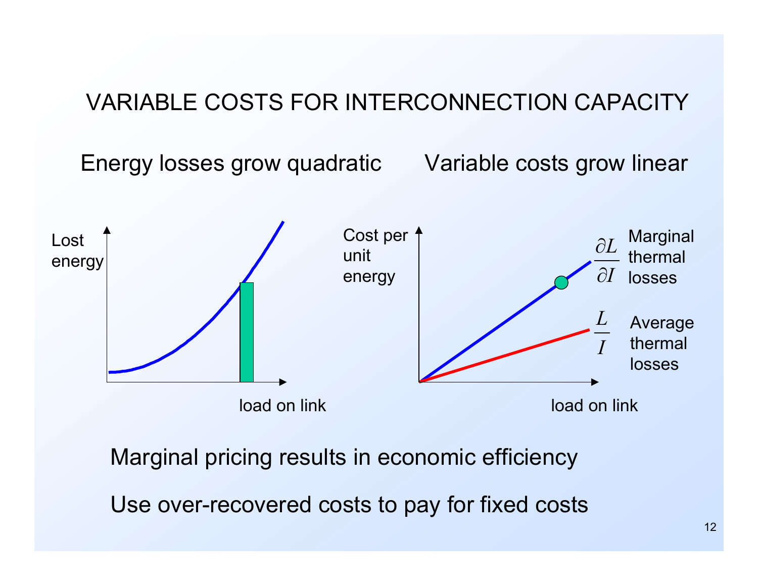# VARIABLE COSTS FOR INTERCONNECTION CAPACITY

Energy losses grow quadratic

Lost energy

load on link

Variable costs grow linear

Cost per unit energy

$\frac{\partial L}{\partial I}$ Marginal thermal losses

$\frac{L}{I}$ Average thermal losses

load on link

Marginal pricing results in economic efficiency

Use over-recovered costs to pay for fixed costs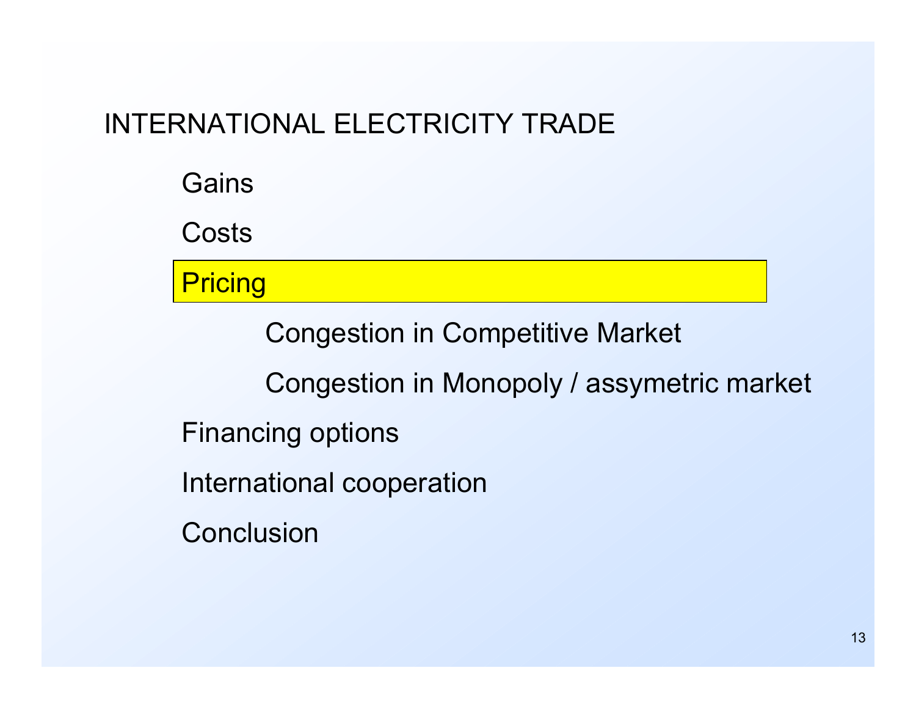# INTERNATIONAL ELECTRICITY TRADE

- Gains
- Costs
- **Pricing**
  - Congestion in Competitive Market
  - Congestion in Monopoly / assymetric market
- Financing options
- International cooperation
- Conclusion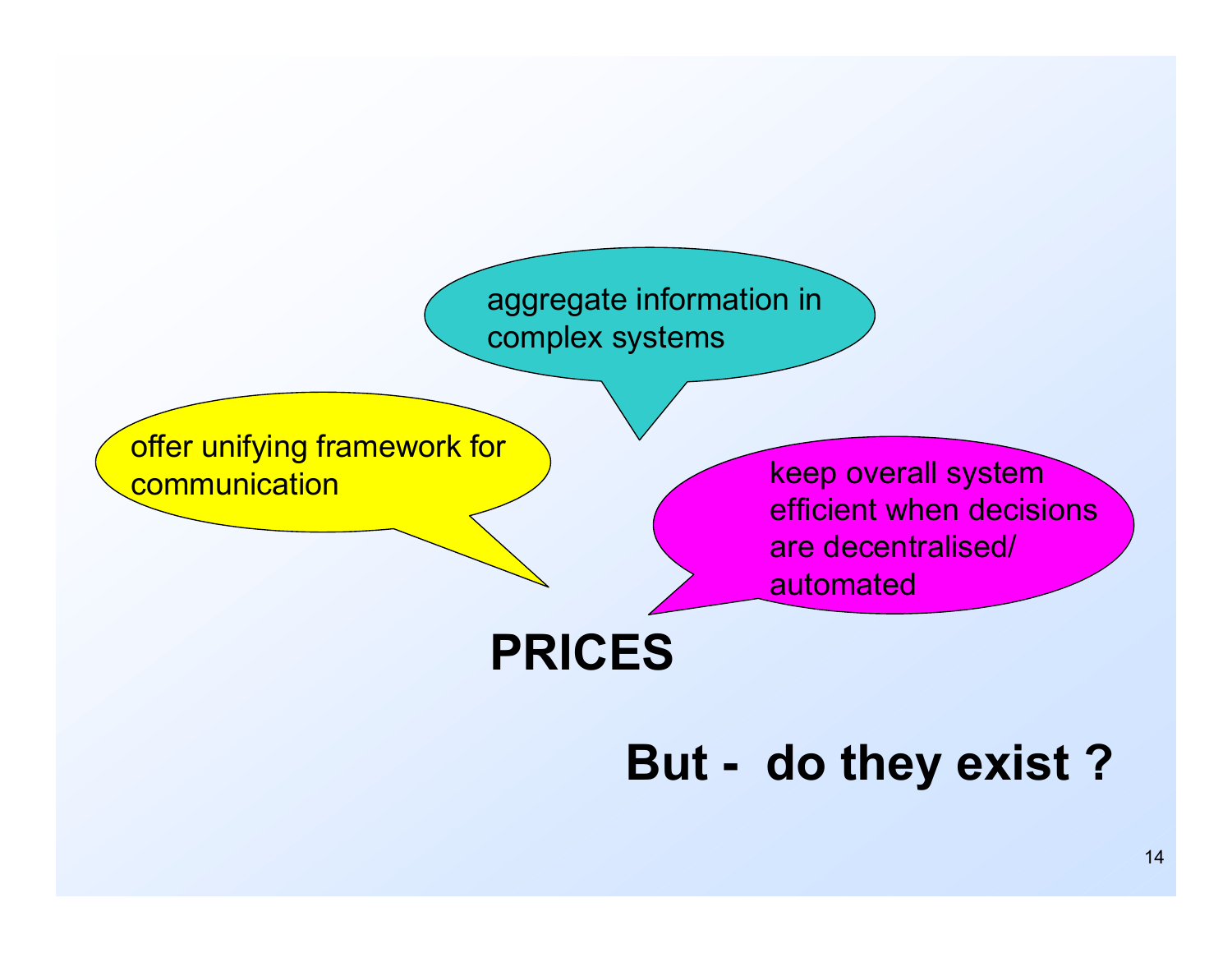aggregate information in complex systems

offer unifying framework for communication

keep overall system efficient when decisions are decentralised/ automated

**PRICES**

**But - do they exist ?**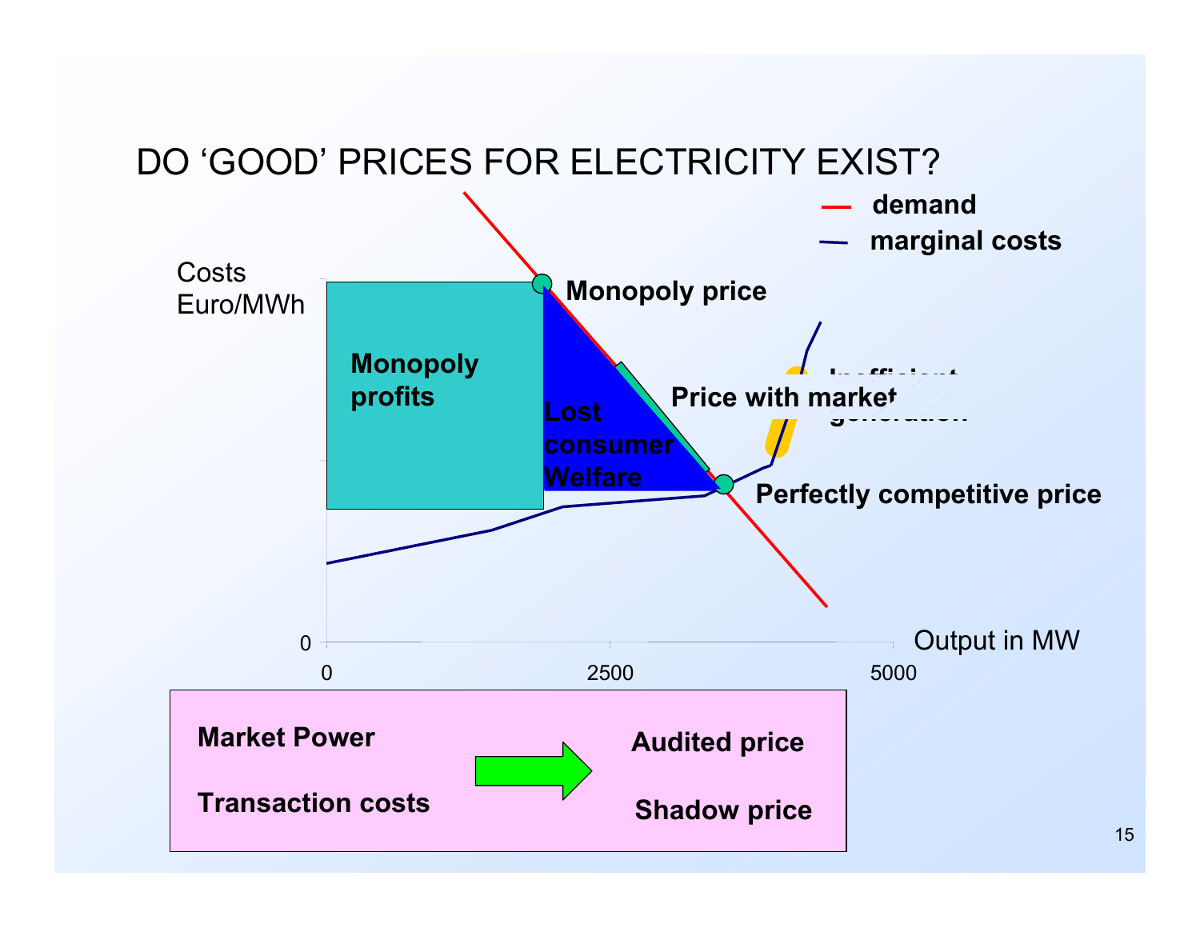# DO 'GOOD' PRICES FOR ELECTRICITY EXIST?

- **demand**
- **marginal costs**

Costs Euro/MWh

**Monopoly price**

**Monopoly profits**

**Lost consumer Welfare**

**Price with market** 

**Inefficient generation**

**Perfectly competitive price**

0

0 | 2500 | 5000

Output in MW

| | | |
|---|---|---|
| **Market Power** | → | **Audited price** |
| **Transaction costs** | | **Shadow price** |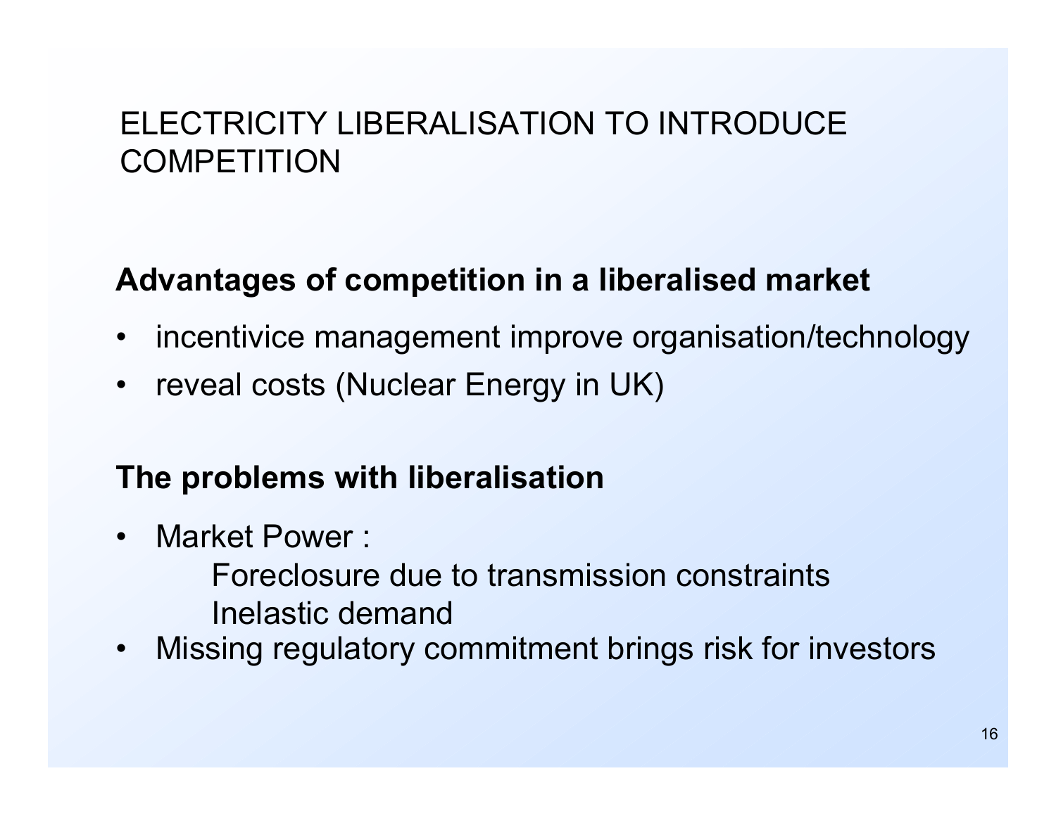# ELECTRICITY LIBERALISATION TO INTRODUCE COMPETITION

**Advantages of competition in a liberalised market**

- incentivice management improve organisation/technology
- reveal costs (Nuclear Energy in UK)

**The problems with liberalisation**

- Market Power :
  - Foreclosure due to transmission constraints
  - Inelastic demand
- Missing regulatory commitment brings risk for investors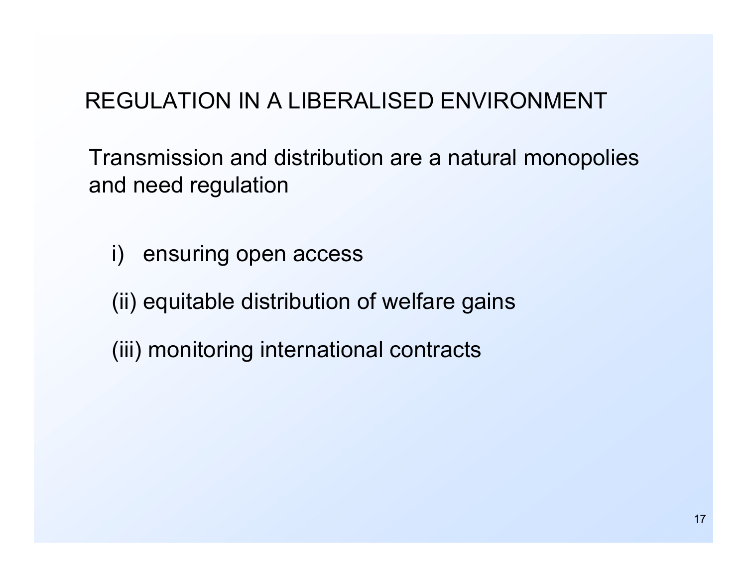## REGULATION IN A LIBERALISED ENVIRONMENT

Transmission and distribution are a natural monopolies and need regulation

i) ensuring open access

(ii) equitable distribution of welfare gains

(iii) monitoring international contracts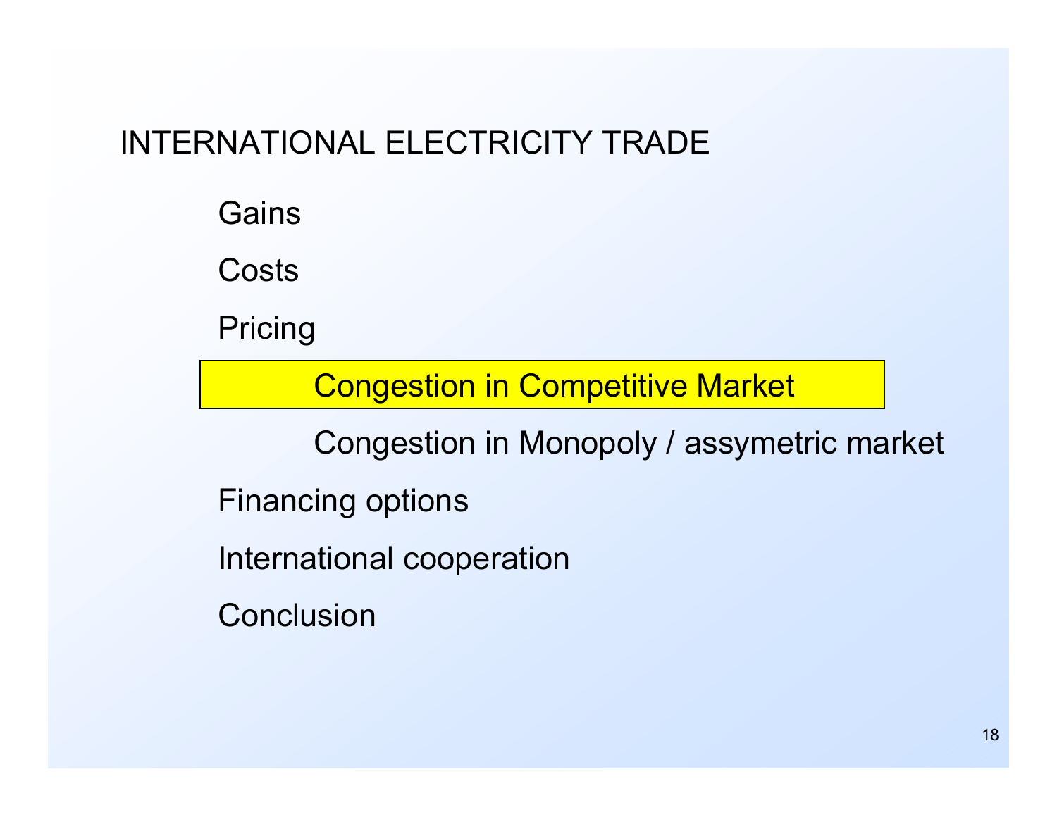# INTERNATIONAL ELECTRICITY TRADE

- Gains
- Costs
- Pricing
  - **Congestion in Competitive Market**
  - Congestion in Monopoly / assymetric market
- Financing options
- International cooperation
- Conclusion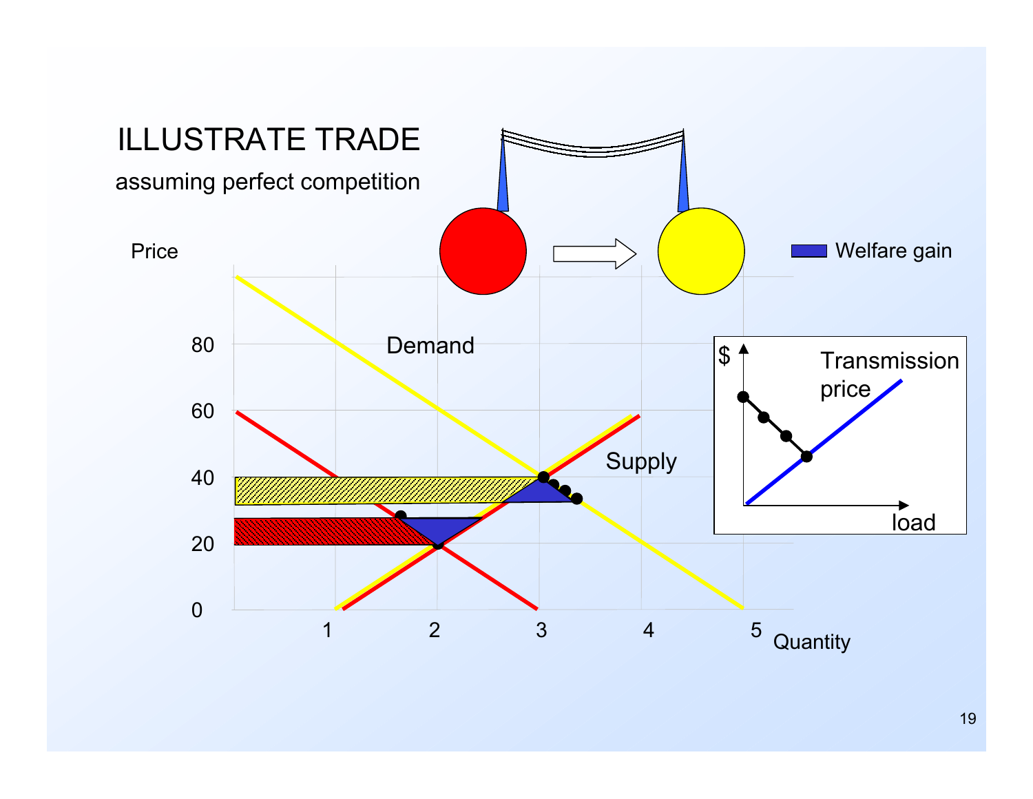# ILLUSTRATE TRADE

assuming perfect competition

Price

Welfare gain

80

60

40

20

0

Demand

Supply

1 2 3 4 5 Quantity

$

Transmission price

load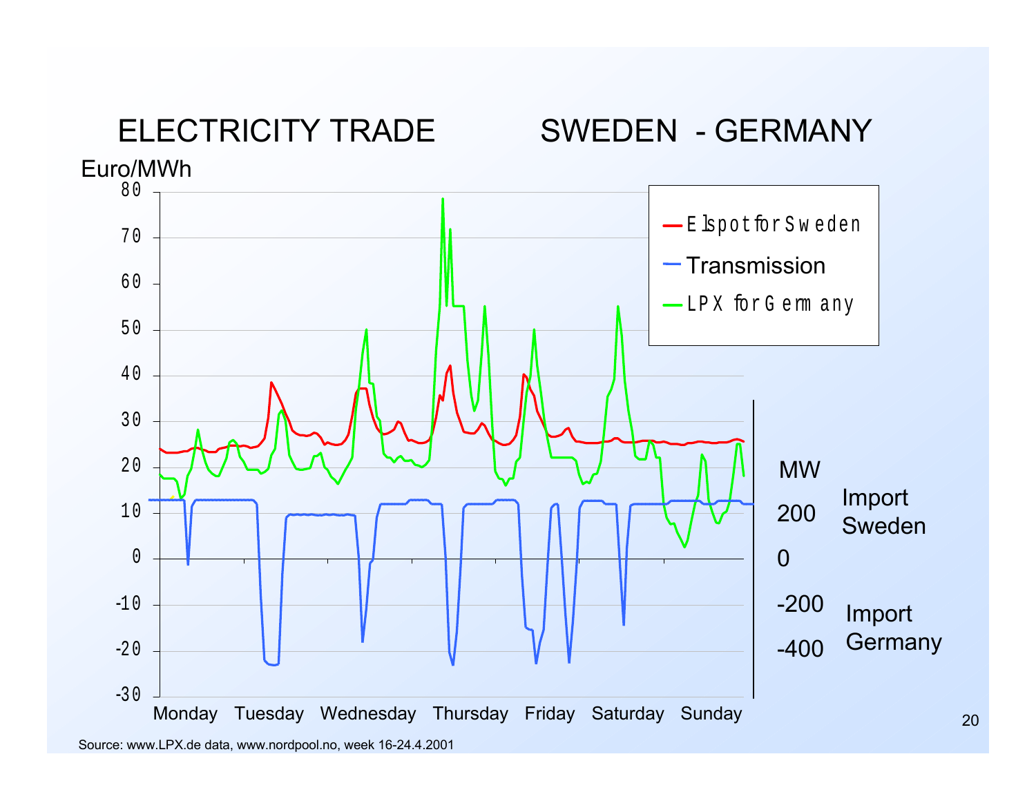# ELECTRICITY TRADE SWEDEN - GERMANY

Euro/MWh

- Elspot for Sweden
- Transmission
- LPX for Germany

MW: 200 Import Sweden; 0; -200, -400 Import Germany

Monday Tuesday Wednesday Thursday Friday Saturday Sunday

Source: www.LPX.de data, www.nordpool.no, week 16-24.4.2001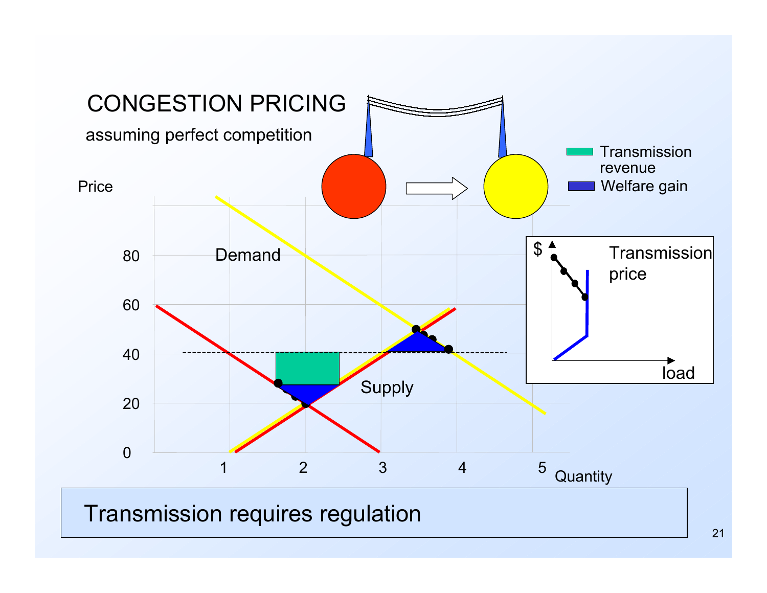# CONGESTION PRICING

assuming perfect competition

Price

80

60

40

20

0

1 2 3 4 5 Quantity

Demand

Supply

Transmission revenue

Welfare gain

$

Transmission price

load

Transmission requires regulation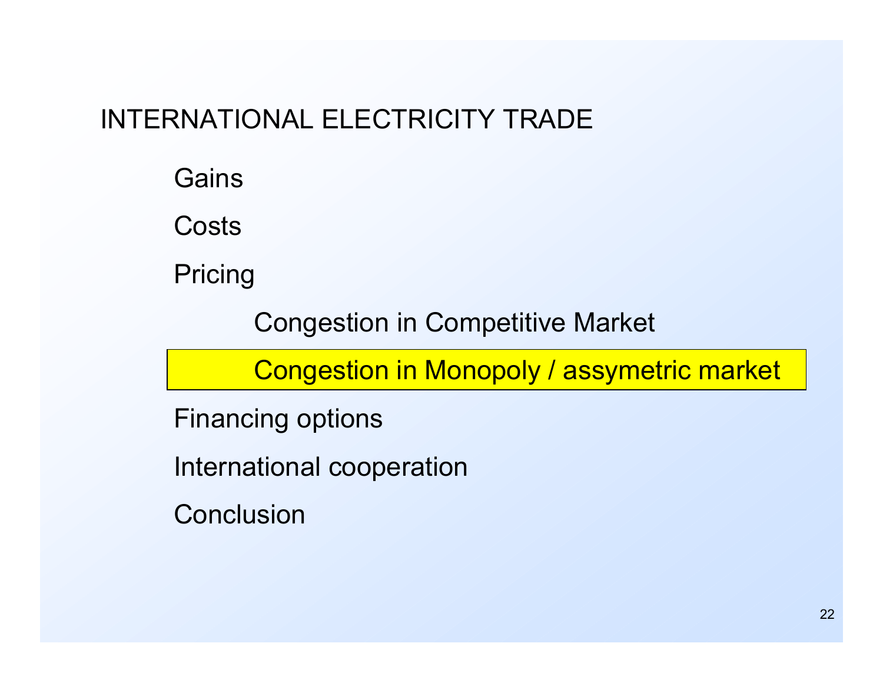# INTERNATIONAL ELECTRICITY TRADE

- Gains
- Costs
- Pricing
  - Congestion in Competitive Market
  - **Congestion in Monopoly / assymetric market**
- Financing options
- International cooperation
- Conclusion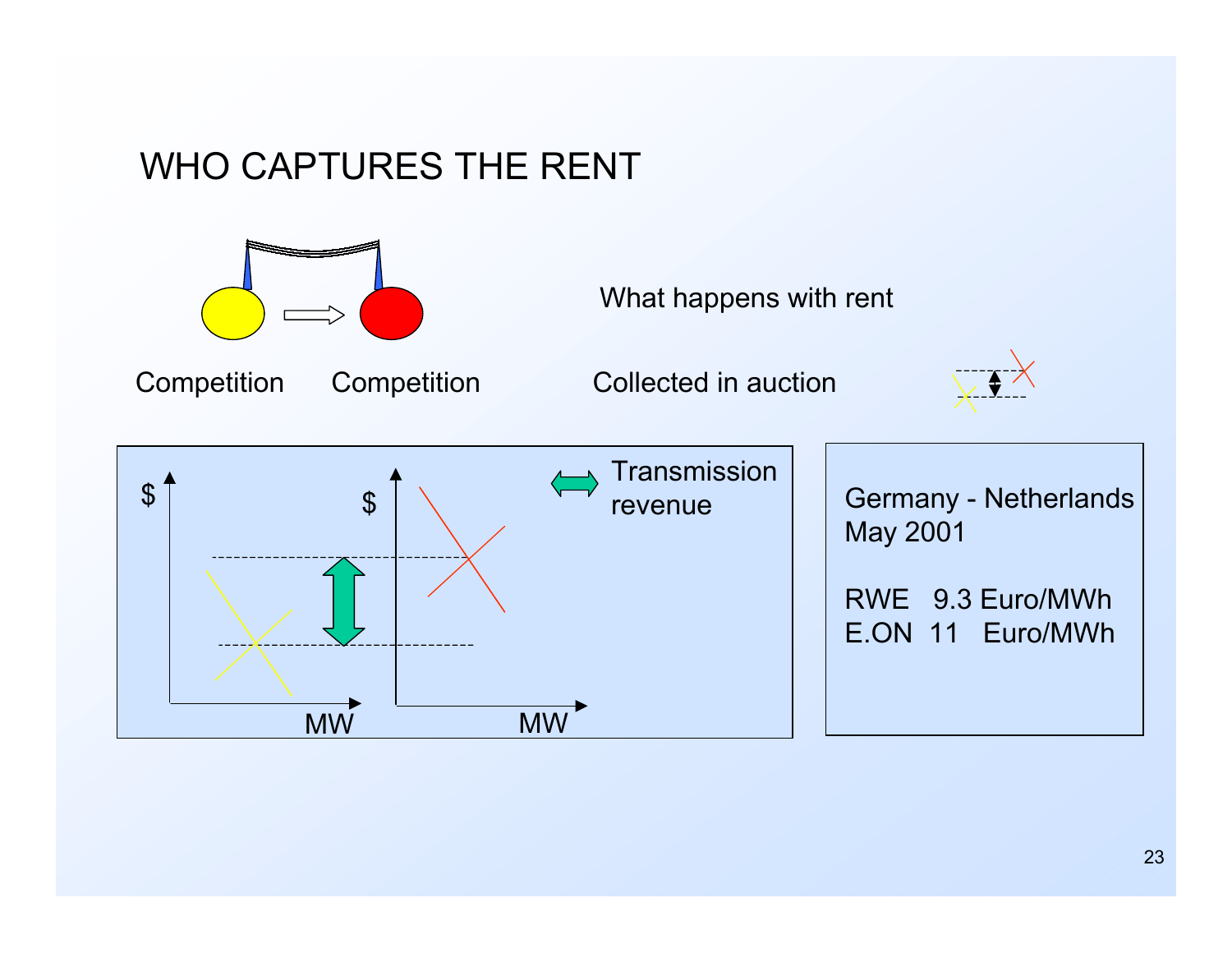# WHO CAPTURES THE RENT

Competition → Competition

What happens with rent

Collected in auction

$ / MW — $ / MW

⟺ Transmission revenue

Germany - Netherlands
May 2001

RWE 9.3 Euro/MWh
E.ON 11 Euro/MWh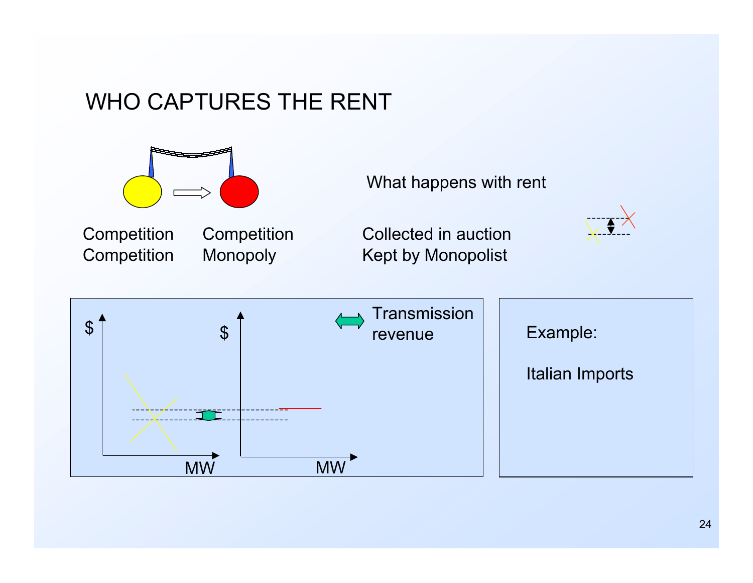# WHO CAPTURES THE RENT

| | | What happens with rent |
|---|---|---|
| Competition | Competition | Collected in auction |
| Competition | Monopoly | Kept by Monopolist |

$ MW $ MW

Transmission revenue

Example:

Italian Imports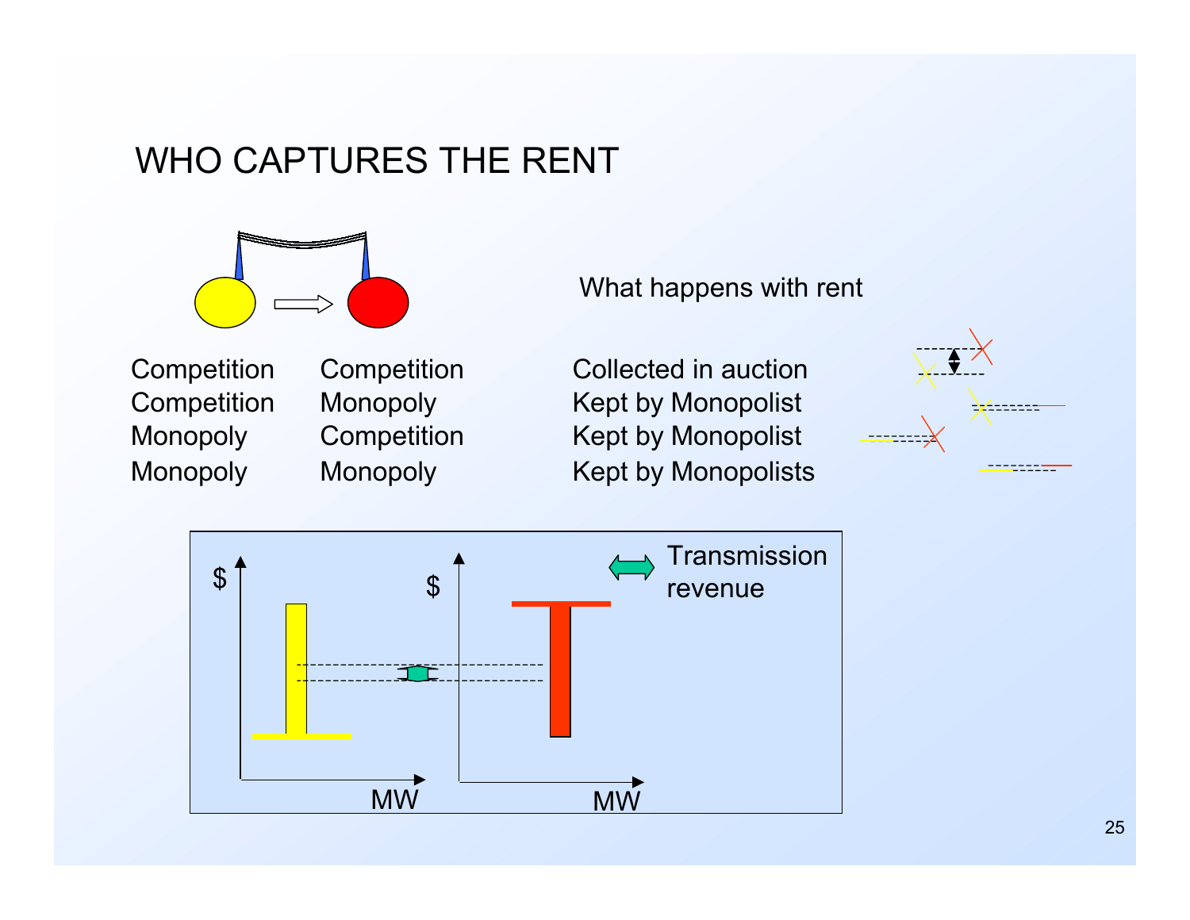# WHO CAPTURES THE RENT

| | | What happens with rent |
|---|---|---|
| Competition | Competition | Collected in auction |
| Competition | Monopoly | Kept by Monopolist |
| Monopoly | Competition | Kept by Monopolist |
| Monopoly | Monopoly | Kept by Monopolists |

$ 

$

Transmission revenue

MW

MW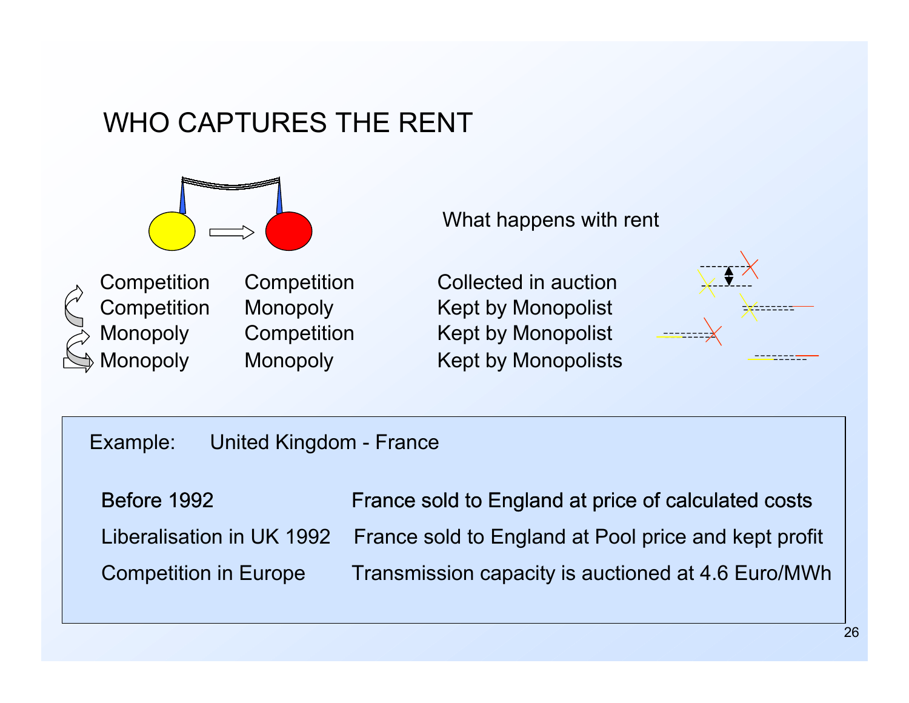# WHO CAPTURES THE RENT

| | | What happens with rent |
|---|---|---|
| Competition | Competition | Collected in auction |
| Competition | Monopoly | Kept by Monopolist |
| Monopoly | Competition | Kept by Monopolist |
| Monopoly | Monopoly | Kept by Monopolists |

Example: United Kingdom - France

| | |
|---|---|
| Before 1992 | France sold to England at price of calculated costs |
| Liberalisation in UK 1992 | France sold to England at Pool price and kept profit |
| Competition in Europe | Transmission capacity is auctioned at 4.6 Euro/MWh |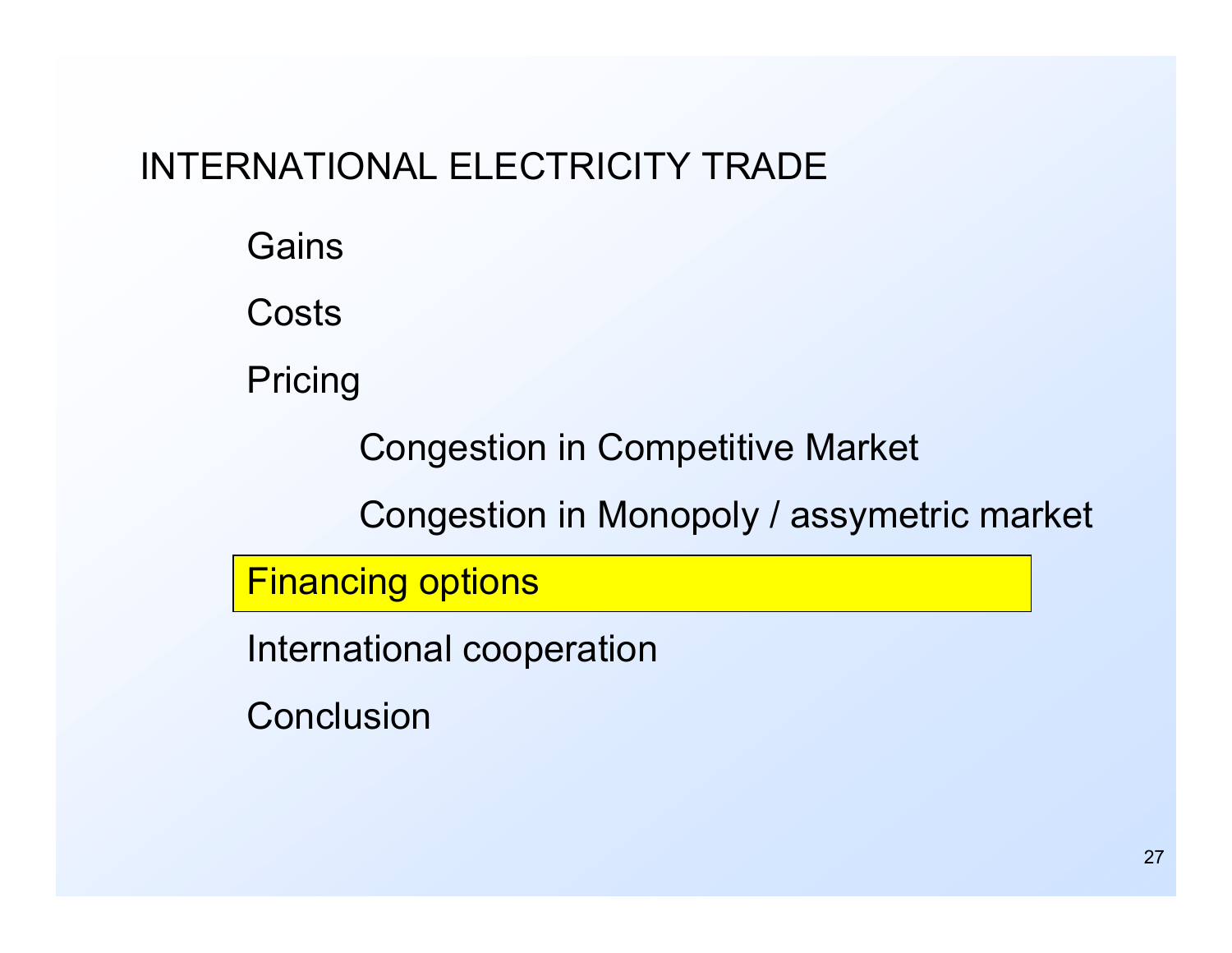# INTERNATIONAL ELECTRICITY TRADE

- Gains
- Costs
- Pricing
  - Congestion in Competitive Market
  - Congestion in Monopoly / assymetric market
- **Financing options**
- International cooperation
- Conclusion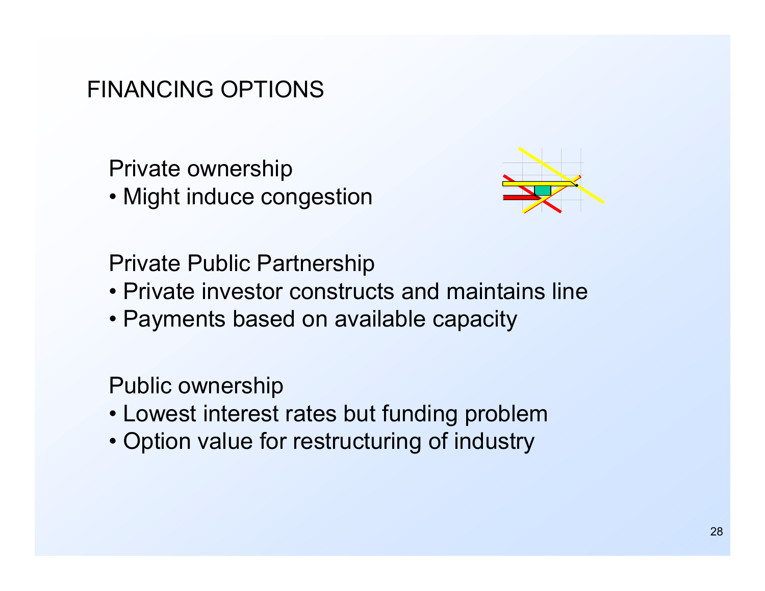# FINANCING OPTIONS

Private ownership

- Might induce congestion

Private Public Partnership

- Private investor constructs and maintains line
- Payments based on available capacity

Public ownership

- Lowest interest rates but funding problem
- Option value for restructuring of industry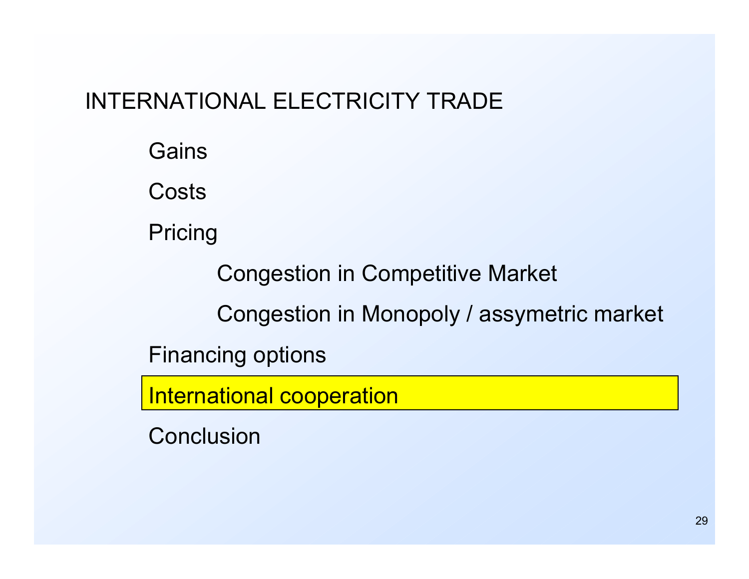# INTERNATIONAL ELECTRICITY TRADE

- Gains
- Costs
- Pricing
  - Congestion in Competitive Market
  - Congestion in Monopoly / assymetric market
- Financing options
- **International cooperation**
- Conclusion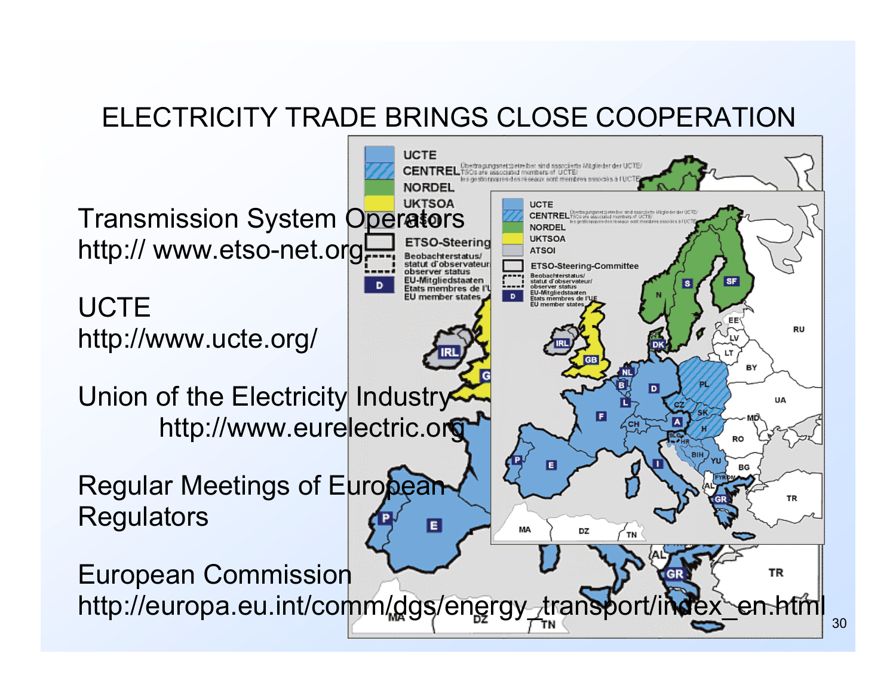# ELECTRICITY TRADE BRINGS CLOSE COOPERATION

Transmission System Operators
http:// www.etso-net.org

UCTE
http://www.ucte.org/

Union of the Electricity Industry
http://www.eurelectric.org

Regular Meetings of European Regulators

European Commission
http://europa.eu.int/comm/dgs/energy_transport/index_en.html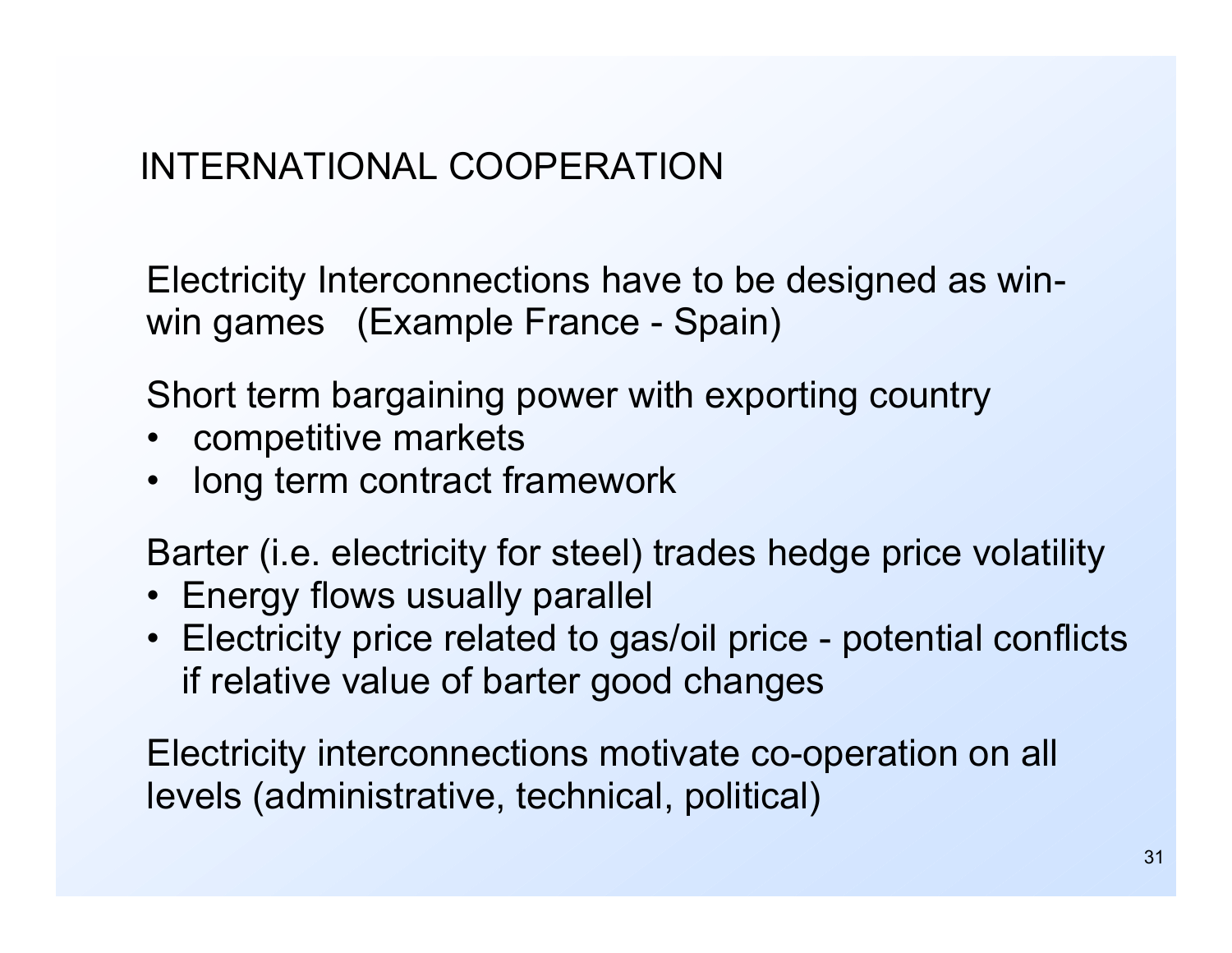# INTERNATIONAL COOPERATION

Electricity Interconnections have to be designed as win-win games (Example France - Spain)

Short term bargaining power with exporting country

- competitive markets
- long term contract framework

Barter (i.e. electricity for steel) trades hedge price volatility

- Energy flows usually parallel
- Electricity price related to gas/oil price - potential conflicts if relative value of barter good changes

Electricity interconnections motivate co-operation on all levels (administrative, technical, political)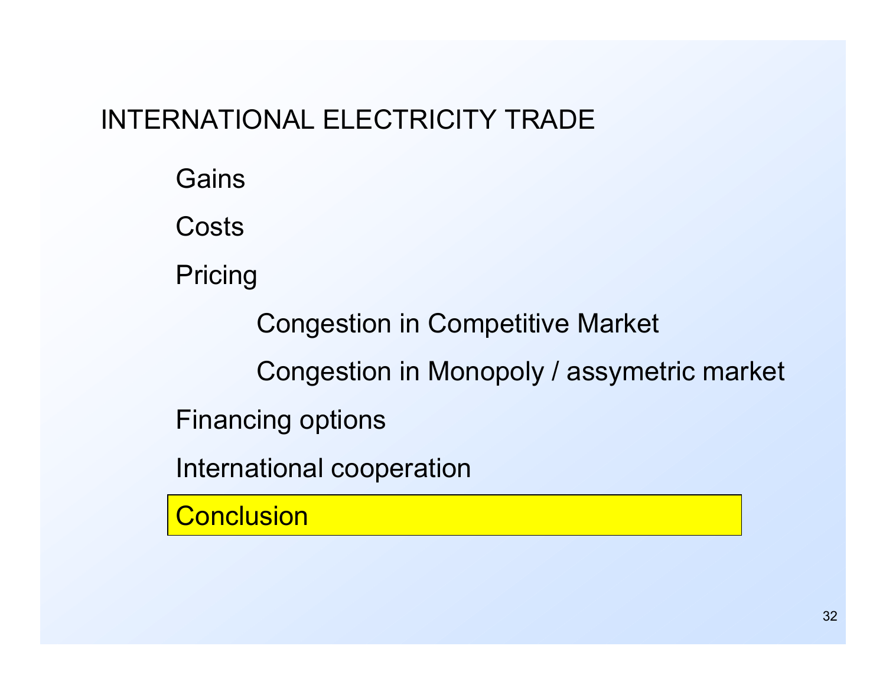# INTERNATIONAL ELECTRICITY TRADE

- Gains
- Costs
- Pricing
  - Congestion in Competitive Market
  - Congestion in Monopoly / assymetric market
- Financing options
- International cooperation
- **Conclusion**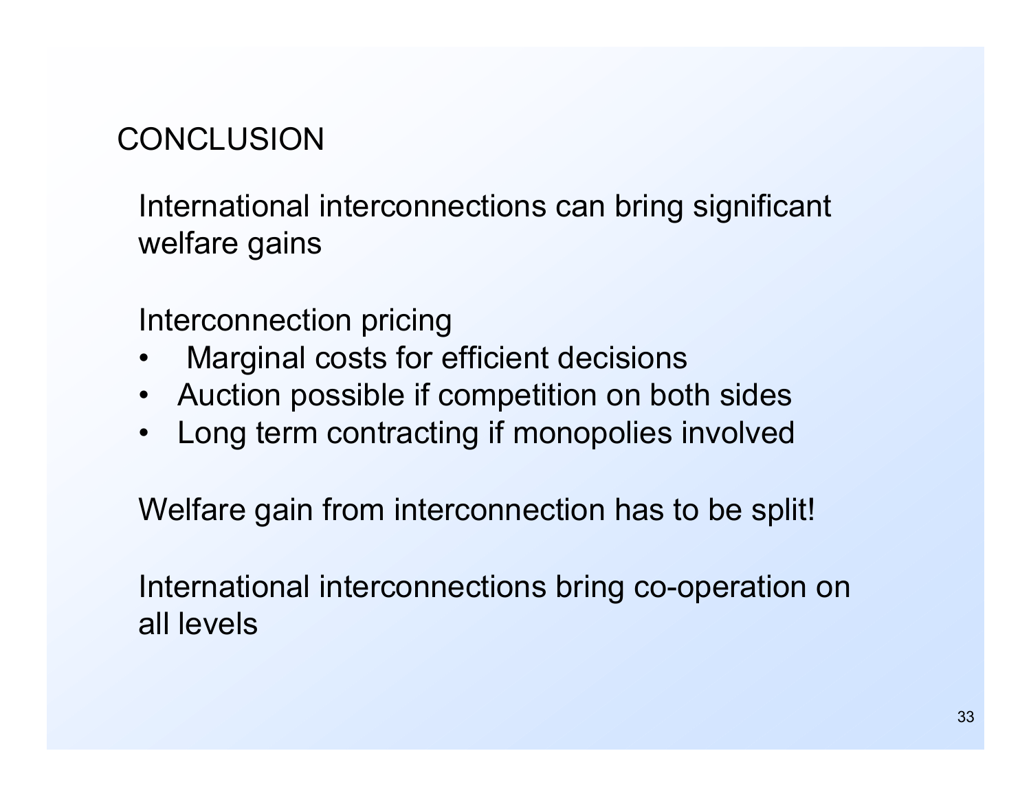# CONCLUSION

International interconnections can bring significant welfare gains

Interconnection pricing

- Marginal costs for efficient decisions
- Auction possible if competition on both sides
- Long term contracting if monopolies involved

Welfare gain from interconnection has to be split!

International interconnections bring co-operation on all levels